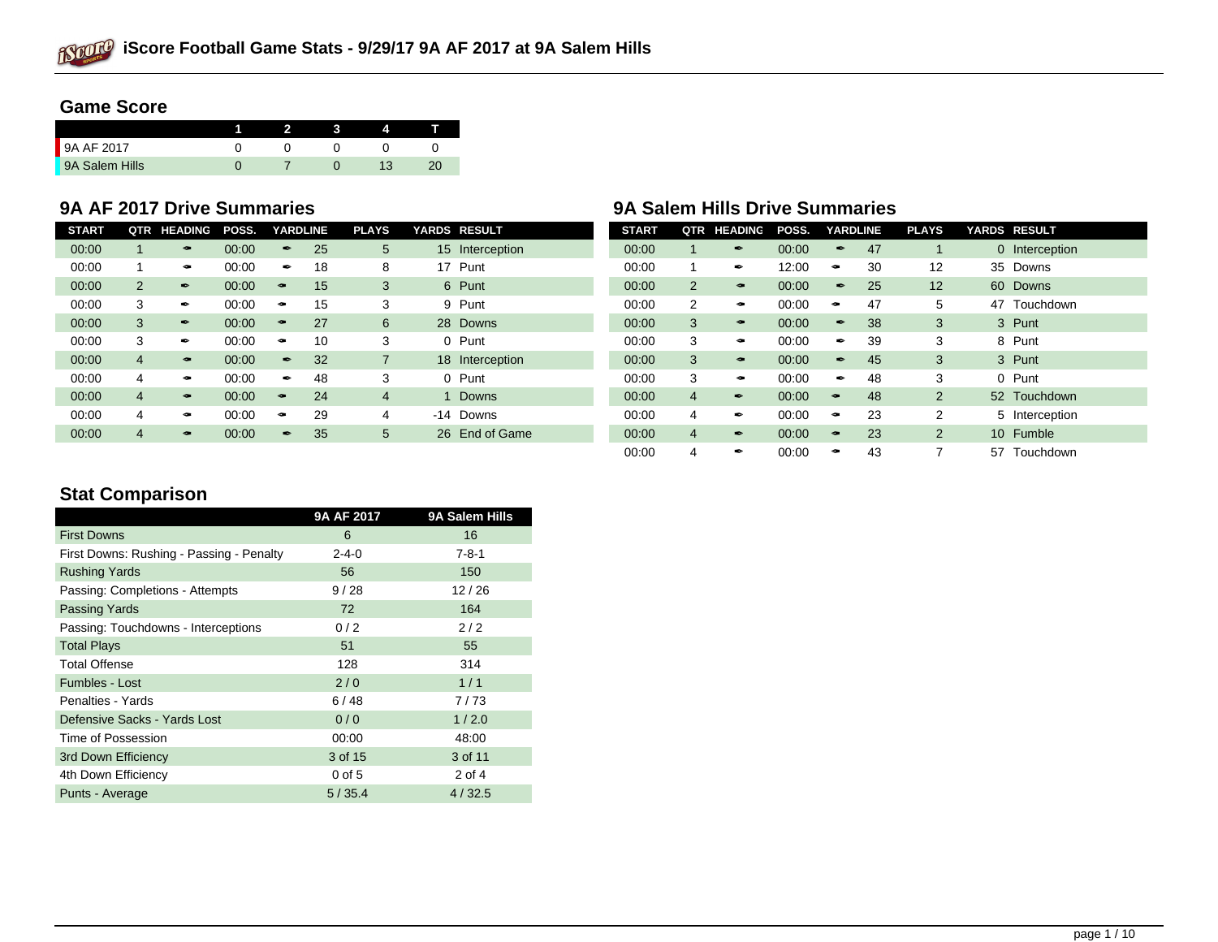# iScore Football Game Stats - 9/29/17 9A AF 2017 at 9A Salem Hills

## Game Score

| | 1 | 2 | 3 | 4 | T |
|---|---|---|---|---|---|
| 9A AF 2017 | 0 | 0 | 0 | 0 | 0 |
| 9A Salem Hills | 0 | 7 | 0 | 13 | 20 |

## 9A AF 2017 Drive Summaries

| START | QTR | HEADING | POSS. | YARDLINE | | PLAYS | YARDS | RESULT |
|---|---|---|---|---|---|---|---|---|
| 00:00 | 1 | ➨ | 00:00 | ➨ | 25 | 5 | 15 | Interception |
| 00:00 | 1 | ➨ | 00:00 | ➨ | 18 | 8 | 17 | Punt |
| 00:00 | 2 | ➨ | 00:00 | ➨ | 15 | 3 | 6 | Punt |
| 00:00 | 3 | ➨ | 00:00 | ➨ | 15 | 3 | 9 | Punt |
| 00:00 | 3 | ➨ | 00:00 | ➨ | 27 | 6 | 28 | Downs |
| 00:00 | 3 | ➨ | 00:00 | ➨ | 10 | 3 | 0 | Punt |
| 00:00 | 4 | ➨ | 00:00 | ➨ | 32 | 7 | 18 | Interception |
| 00:00 | 4 | ➨ | 00:00 | ➨ | 48 | 3 | 0 | Punt |
| 00:00 | 4 | ➨ | 00:00 | ➨ | 24 | 4 | 1 | Downs |
| 00:00 | 4 | ➨ | 00:00 | ➨ | 29 | 4 | -14 | Downs |
| 00:00 | 4 | ➨ | 00:00 | ➨ | 35 | 5 | 26 | End of Game |

## 9A Salem Hills Drive Summaries

| START | QTR | HEADING | POSS. | YARDLINE | | PLAYS | YARDS | RESULT |
|---|---|---|---|---|---|---|---|---|
| 00:00 | 1 | ➨ | 00:00 | ➨ | 47 | 1 | 0 | Interception |
| 00:00 | 1 | ➨ | 12:00 | ➨ | 30 | 12 | 35 | Downs |
| 00:00 | 2 | ➨ | 00:00 | ➨ | 25 | 12 | 60 | Downs |
| 00:00 | 2 | ➨ | 00:00 | ➨ | 47 | 5 | 47 | Touchdown |
| 00:00 | 3 | ➨ | 00:00 | ➨ | 38 | 3 | 3 | Punt |
| 00:00 | 3 | ➨ | 00:00 | ➨ | 39 | 3 | 8 | Punt |
| 00:00 | 3 | ➨ | 00:00 | ➨ | 45 | 3 | 3 | Punt |
| 00:00 | 3 | ➨ | 00:00 | ➨ | 48 | 3 | 0 | Punt |
| 00:00 | 4 | ➨ | 00:00 | ➨ | 48 | 2 | 52 | Touchdown |
| 00:00 | 4 | ➨ | 00:00 | ➨ | 23 | 2 | 5 | Interception |
| 00:00 | 4 | ➨ | 00:00 | ➨ | 23 | 2 | 10 | Fumble |
| 00:00 | 4 | ➨ | 00:00 | ➨ | 43 | 7 | 57 | Touchdown |

## Stat Comparison

| | 9A AF 2017 | 9A Salem Hills |
|---|---|---|
| First Downs | 6 | 16 |
| First Downs: Rushing - Passing - Penalty | 2-4-0 | 7-8-1 |
| Rushing Yards | 56 | 150 |
| Passing: Completions - Attempts | 9 / 28 | 12 / 26 |
| Passing Yards | 72 | 164 |
| Passing: Touchdowns - Interceptions | 0 / 2 | 2 / 2 |
| Total Plays | 51 | 55 |
| Total Offense | 128 | 314 |
| Fumbles - Lost | 2 / 0 | 1 / 1 |
| Penalties - Yards | 6 / 48 | 7 / 73 |
| Defensive Sacks - Yards Lost | 0 / 0 | 1 / 2.0 |
| Time of Possession | 00:00 | 48:00 |
| 3rd Down Efficiency | 3 of 15 | 3 of 11 |
| 4th Down Efficiency | 0 of 5 | 2 of 4 |
| Punts - Average | 5 / 35.4 | 4 / 32.5 |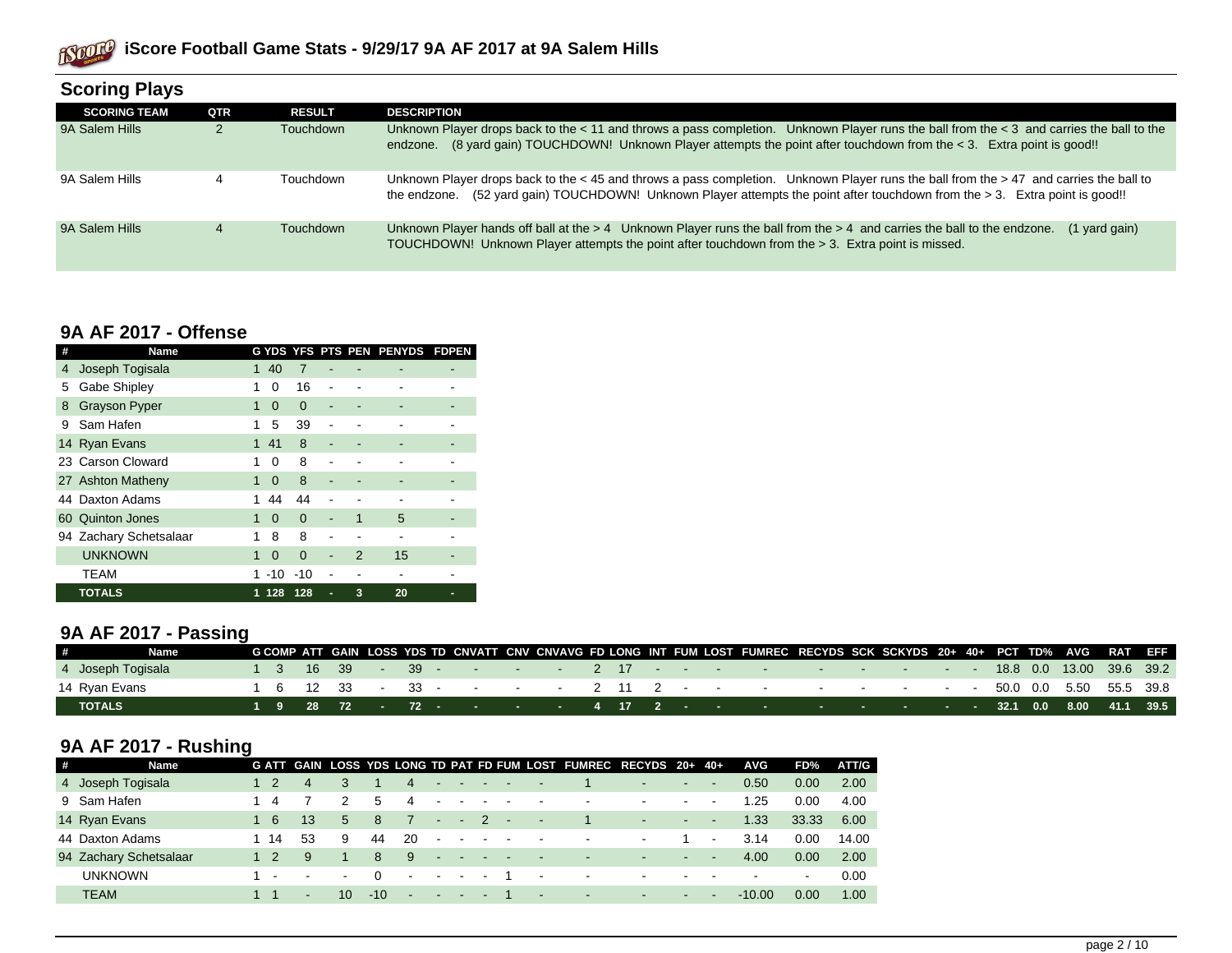# iScore Football Game Stats - 9/29/17 9A AF 2017 at 9A Salem Hills

## Scoring Plays

| SCORING TEAM | QTR | RESULT | DESCRIPTION |
|---|---|---|---|
| 9A Salem Hills | 2 | Touchdown | Unknown Player drops back to the < 11 and throws a pass completion. Unknown Player runs the ball from the < 3 and carries the ball to the endzone. (8 yard gain) TOUCHDOWN! Unknown Player attempts the point after touchdown from the < 3. Extra point is good!! |
| 9A Salem Hills | 4 | Touchdown | Unknown Player drops back to the < 45 and throws a pass completion. Unknown Player runs the ball from the > 47 and carries the ball to the endzone. (52 yard gain) TOUCHDOWN! Unknown Player attempts the point after touchdown from the > 3. Extra point is good!! |
| 9A Salem Hills | 4 | Touchdown | Unknown Player hands off ball at the > 4 Unknown Player runs the ball from the > 4 and carries the ball to the endzone. (1 yard gain) TOUCHDOWN! Unknown Player attempts the point after touchdown from the > 3. Extra point is missed. |

## 9A AF 2017 - Offense

| # | Name | G | YDS | YFS | PTS | PEN | PENYDS | FDPEN |
|---|---|---|---|---|---|---|---|---|
| 4 | Joseph Togisala | 1 | 40 | 7 | - | - | - | - |
| 5 | Gabe Shipley | 1 | 0 | 16 | - | - | - | - |
| 8 | Grayson Pyper | 1 | 0 | 0 | - | - | - | - |
| 9 | Sam Hafen | 1 | 5 | 39 | - | - | - | - |
| 14 | Ryan Evans | 1 | 41 | 8 | - | - | - | - |
| 23 | Carson Cloward | 1 | 0 | 8 | - | - | - | - |
| 27 | Ashton Matheny | 1 | 0 | 8 | - | - | - | - |
| 44 | Daxton Adams | 1 | 44 | 44 | - | - | - | - |
| 60 | Quinton Jones | 1 | 0 | 0 | - | 1 | 5 | - |
| 94 | Zachary Schetsalaar | 1 | 8 | 8 | - | - | - | - |
| | UNKNOWN | 1 | 0 | 0 | - | 2 | 15 | - |
| | TEAM | 1 | -10 | -10 | - | - | - | - |
| | **TOTALS** | **1** | **128** | **128** | **-** | **3** | **20** | **-** |

## 9A AF 2017 - Passing

| # | Name | G | COMP | ATT | GAIN | LOSS | YDS | TD | CNVATT | CNV | CNVAVG | FD | LONG | INT | FUM | LOST | FUMREC | RECYDS | SCK | SCKYDS | 20+ | 40+ | PCT | TD% | AVG | RAT | EFF |
|---|---|---|---|---|---|---|---|---|---|---|---|---|---|---|---|---|---|---|---|---|---|---|---|---|---|---|---|
| 4 | Joseph Togisala | 1 | 3 | 16 | 39 | - | 39 | - | - | - | - | 2 | 17 | - | - | - | - | - | - | - | - | - | 18.8 | 0.0 | 13.00 | 39.6 | 39.2 |
| 14 | Ryan Evans | 1 | 6 | 12 | 33 | - | 33 | - | - | - | - | 2 | 11 | 2 | - | - | - | - | - | - | - | - | 50.0 | 0.0 | 5.50 | 55.5 | 39.8 |
| | **TOTALS** | **1** | **9** | **28** | **72** | **-** | **72** | **-** | **-** | **-** | **-** | **4** | **17** | **2** | **-** | **-** | **-** | **-** | **-** | **-** | **-** | **-** | **32.1** | **0.0** | **8.00** | **41.1** | **39.5** |

## 9A AF 2017 - Rushing

| # | Name | G | ATT | GAIN | LOSS | YDS | LONG | TD | PAT | FD | FUM | LOST | FUMREC | RECYDS | 20+ | 40+ | AVG | FD% | ATT/G |
|---|---|---|---|---|---|---|---|---|---|---|---|---|---|---|---|---|---|---|---|
| 4 | Joseph Togisala | 1 | 2 | 4 | 3 | 1 | 4 | - | - | - | - | - | 1 | - | - | - | 0.50 | 0.00 | 2.00 |
| 9 | Sam Hafen | 1 | 4 | 7 | 2 | 5 | 4 | - | - | - | - | - | - | - | - | - | 1.25 | 0.00 | 4.00 |
| 14 | Ryan Evans | 1 | 6 | 13 | 5 | 8 | 7 | - | - | 2 | - | - | 1 | - | - | - | 1.33 | 33.33 | 6.00 |
| 44 | Daxton Adams | 1 | 14 | 53 | 9 | 44 | 20 | - | - | - | - | - | - | - | 1 | - | 3.14 | 0.00 | 14.00 |
| 94 | Zachary Schetsalaar | 1 | 2 | 9 | 1 | 8 | 9 | - | - | - | - | - | - | - | - | - | 4.00 | 0.00 | 2.00 |
| | UNKNOWN | 1 | - | - | - | 0 | - | - | - | - | 1 | - | - | - | - | - | - | - | 0.00 |
| | TEAM | 1 | 1 | - | 10 | -10 | - | - | - | - | 1 | - | - | - | - | - | -10.00 | 0.00 | 1.00 |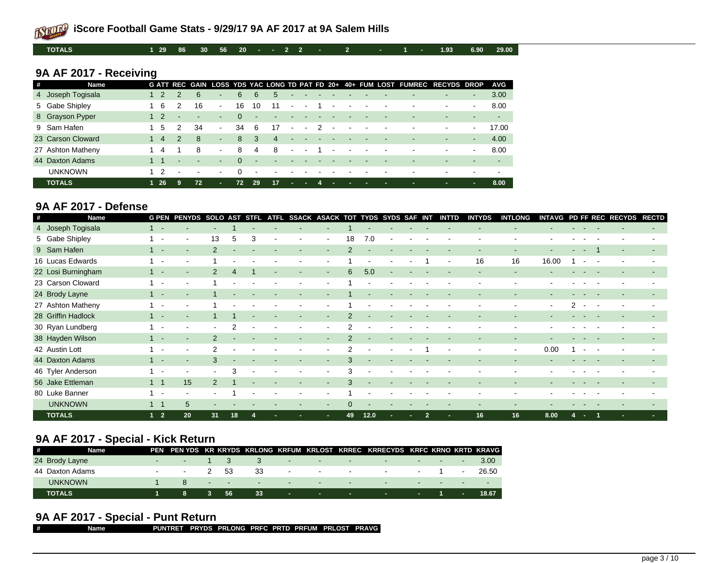# iScore Football Game Stats - 9/29/17 9A AF 2017 at 9A Salem Hills

| TOTALS | 1 | 29 | 86 | 30 | 56 | 20 | - | - | 2 | 2 | - | 2 | - | 1 | - | 1.93 | 6.90 | 29.00 |
|---|---|---|---|---|---|---|---|---|---|---|---|---|---|---|---|---|---|---|

## 9A AF 2017 - Receiving

| # | Name | G | ATT | REC | GAIN | LOSS | YDS | YAC | LONG | TD | PAT | FD | 20+ | 40+ | FUM | LOST | FUMREC | RECYDS | DROP | AVG |
|---|---|---|---|---|---|---|---|---|---|---|---|---|---|---|---|---|---|---|---|---|
| 4 | Joseph Togisala | 1 | 2 | 2 | 6 | - | 6 | 6 | 5 | - | - | - | - | - | - | - | - | - | - | 3.00 |
| 5 | Gabe Shipley | 1 | 6 | 2 | 16 | - | 16 | 10 | 11 | - | - | 1 | - | - | - | - | - | - | - | 8.00 |
| 8 | Grayson Pyper | 1 | 2 | - | - | - | 0 | - | - | - | - | - | - | - | - | - | - | - | - | - |
| 9 | Sam Hafen | 1 | 5 | 2 | 34 | - | 34 | 6 | 17 | - | - | 2 | - | - | - | - | - | - | - | 17.00 |
| 23 | Carson Cloward | 1 | 4 | 2 | 8 | - | 8 | 3 | 4 | - | - | - | - | - | - | - | - | - | - | 4.00 |
| 27 | Ashton Matheny | 1 | 4 | 1 | 8 | - | 8 | 4 | 8 | - | - | 1 | - | - | - | - | - | - | - | 8.00 |
| 44 | Daxton Adams | 1 | 1 | - | - | - | 0 | - | - | - | - | - | - | - | - | - | - | - | - | - |
| | UNKNOWN | 1 | 2 | - | - | - | 0 | - | - | - | - | - | - | - | - | - | - | - | - | - |
| | TOTALS | 1 | 26 | 9 | 72 | - | 72 | 29 | 17 | - | - | 4 | - | - | - | - | - | - | - | 8.00 |

## 9A AF 2017 - Defense

| # | Name | G | PEN | PENYDS | SOLO | AST | STFL | ATFL | SSACK | ASACK | TOT | TYDS | SYDS | SAF | INT | INTTD | INTYDS | INTLONG | INTAVG | PD | FF | REC | RECYDS | RECTD |
|---|---|---|---|---|---|---|---|---|---|---|---|---|---|---|---|---|---|---|---|---|---|---|---|---|
| 4 | Joseph Togisala | 1 | - | - | - | 1 | - | - | - | - | 1 | - | - | - | - | - | - | - | - | - | - | - | - | - |
| 5 | Gabe Shipley | 1 | - | - | 13 | 5 | 3 | - | - | - | 18 | 7.0 | - | - | - | - | - | - | - | - | - | - | - | - |
| 9 | Sam Hafen | 1 | - | - | 2 | - | - | - | - | - | 2 | - | - | - | - | - | - | - | - | - | - | 1 | - | - |
| 16 | Lucas Edwards | 1 | - | - | 1 | - | - | - | - | - | 1 | - | - | - | 1 | - | 16 | 16 | 16.00 | 1 | - | - | - | - |
| 22 | Losi Burningham | 1 | - | - | 2 | 4 | 1 | - | - | - | 6 | 5.0 | - | - | - | - | - | - | - | - | - | - | - | - |
| 23 | Carson Cloward | 1 | - | - | 1 | - | - | - | - | - | 1 | - | - | - | - | - | - | - | - | - | - | - | - | - |
| 24 | Brody Layne | 1 | - | - | 1 | - | - | - | - | - | 1 | - | - | - | - | - | - | - | - | - | - | - | - | - |
| 27 | Ashton Matheny | 1 | - | - | 1 | - | - | - | - | - | 1 | - | - | - | - | - | - | - | - | 2 | - | - | - | - |
| 28 | Griffin Hadlock | 1 | - | - | 1 | 1 | - | - | - | - | 2 | - | - | - | - | - | - | - | - | - | - | - | - | - |
| 30 | Ryan Lundberg | 1 | - | - | - | 2 | - | - | - | - | 2 | - | - | - | - | - | - | - | - | - | - | - | - | - |
| 38 | Hayden Wilson | 1 | - | - | 2 | - | - | - | - | - | 2 | - | - | - | - | - | - | - | - | - | - | - | - | - |
| 42 | Austin Lott | 1 | - | - | 2 | - | - | - | - | - | 2 | - | - | - | 1 | - | - | - | 0.00 | 1 | - | - | - | - |
| 44 | Daxton Adams | 1 | - | - | 3 | - | - | - | - | - | 3 | - | - | - | - | - | - | - | - | - | - | - | - | - |
| 46 | Tyler Anderson | 1 | - | - | - | 3 | - | - | - | - | 3 | - | - | - | - | - | - | - | - | - | - | - | - | - |
| 56 | Jake Ettleman | 1 | 1 | 15 | 2 | 1 | - | - | - | - | 3 | - | - | - | - | - | - | - | - | - | - | - | - | - |
| 80 | Luke Banner | 1 | - | - | - | 1 | - | - | - | - | 1 | - | - | - | - | - | - | - | - | - | - | - | - | - |
| | UNKNOWN | 1 | 1 | 5 | - | - | - | - | - | - | 0 | - | - | - | - | - | - | - | - | - | - | - | - | - |
| | TOTALS | 1 | 2 | 20 | 31 | 18 | 4 | - | - | - | 49 | 12.0 | - | - | 2 | - | 16 | 16 | 8.00 | 4 | - | 1 | - | - |

## 9A AF 2017 - Special - Kick Return

| # | Name | PEN | PEN YDS | KR | KRYDS | KRLONG | KRFUM | KRLOST | KRREC | KRRECYDS | KRFC | KRNO | KRTD | KRAVG |
|---|---|---|---|---|---|---|---|---|---|---|---|---|---|---|
| 24 | Brody Layne | - | - | 1 | 3 | 3 | - | - | - | - | - | - | - | 3.00 |
| 44 | Daxton Adams | - | - | 2 | 53 | 33 | - | - | - | - | - | 1 | - | 26.50 |
| | UNKNOWN | 1 | 8 | - | - | - | - | - | - | - | - | - | - | - |
| | TOTALS | 1 | 8 | 3 | 56 | 33 | - | - | - | - | - | 1 | - | 18.67 |

## 9A AF 2017 - Special - Punt Return

| # | Name | PUNTRET | PRYDS | PRLONG | PRFC | PRTD | PRFUM | PRLOST | PRAVG |
|---|---|---|---|---|---|---|---|---|---|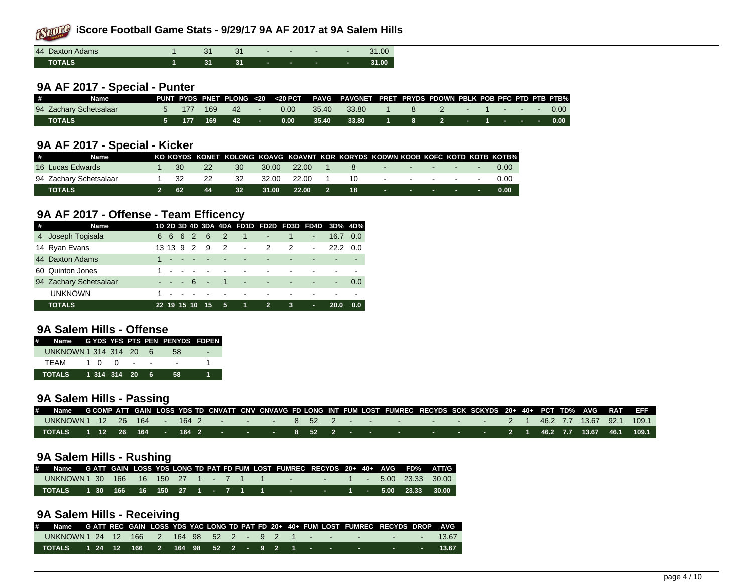# iScore Football Game Stats - 9/29/17 9A AF 2017 at 9A Salem Hills

| | | | | | | | |
|---|---|---|---|---|---|---|---|
| 44 Daxton Adams | 1 | 31 | 31 | - | - | - | - | 31.00 |
| **TOTALS** | **1** | **31** | **31** | **-** | **-** | **-** | **-** | **31.00** |

## 9A AF 2017 - Special - Punter

| # | Name | PUNT | PYDS | PNET | PLONG | <20 | <20 PCT | PAVG | PAVGNET | PRET | PRYDS | PDOWN | PBLK | POB | PFC | PTD | PTB | PTB% |
|---|---|---|---|---|---|---|---|---|---|---|---|---|---|---|---|---|---|---|
| 94 | Zachary Schetsalaar | 5 | 177 | 169 | 42 | - | 0.00 | 35.40 | 33.80 | 1 | 8 | 2 | - | 1 | - | - | - | 0.00 |
| | **TOTALS** | **5** | **177** | **169** | **42** | **-** | **0.00** | **35.40** | **33.80** | **1** | **8** | **2** | **-** | **1** | **-** | **-** | **-** | **0.00** |

## 9A AF 2017 - Special - Kicker

| # | Name | KO | KOYDS | KONET | KOLONG | KOAVG | KOAVNT | KOR | KORYDS | KODWN | KOOB | KOFC | KOTD | KOTB | KOTB% |
|---|---|---|---|---|---|---|---|---|---|---|---|---|---|---|---|
| 16 | Lucas Edwards | 1 | 30 | 22 | 30 | 30.00 | 22.00 | 1 | 8 | - | - | - | - | - | 0.00 |
| 94 | Zachary Schetsalaar | 1 | 32 | 22 | 32 | 32.00 | 22.00 | 1 | 10 | - | - | - | - | - | 0.00 |
| | **TOTALS** | **2** | **62** | **44** | **32** | **31.00** | **22.00** | **2** | **18** | **-** | **-** | **-** | **-** | **-** | **0.00** |

## 9A AF 2017 - Offense - Team Efficency

| # | Name | 1D | 2D | 3D | 4D | 3DA | 4DA | FD1D | FD2D | FD3D | FD4D | 3D% | 4D% |
|---|---|---|---|---|---|---|---|---|---|---|---|---|---|
| 4 | Joseph Togisala | 6 | 6 | 6 | 2 | 6 | 2 | 1 | - | 1 | - | 16.7 | 0.0 |
| 14 | Ryan Evans | 13 | 13 | 9 | 2 | 9 | 2 | - | 2 | 2 | - | 22.2 | 0.0 |
| 44 | Daxton Adams | 1 | - | - | - | - | - | - | - | - | - | - | - |
| 60 | Quinton Jones | 1 | - | - | - | - | - | - | - | - | - | - | - |
| 94 | Zachary Schetsalaar | - | - | - | 6 | - | 1 | - | - | - | - | - | 0.0 |
| | UNKNOWN | 1 | - | - | - | - | - | - | - | - | - | - | - |
| | **TOTALS** | **22** | **19** | **15** | **10** | **15** | **5** | **1** | **2** | **3** | **-** | **20.0** | **0.0** |

## 9A Salem Hills - Offense

| # | Name | G | YDS | YFS | PTS | PEN | PENYDS | FDPEN |
|---|---|---|---|---|---|---|---|---|
| | UNKNOWN | 1 | 314 | 314 | 20 | 6 | 58 | - |
| | TEAM | 1 | 0 | 0 | - | - | - | 1 |
| | **TOTALS** | **1** | **314** | **314** | **20** | **6** | **58** | **1** |

## 9A Salem Hills - Passing

| # | Name | G | COMP | ATT | GAIN | LOSS | YDS | TD | CNVATT | CNV | CNVAVG | FD | LONG | INT | FUM | LOST | FUMREC | RECYDS | SCK | SCKYDS | 20+ | 40+ | PCT | TD% | AVG | RAT | EFF |
|---|---|---|---|---|---|---|---|---|---|---|---|---|---|---|---|---|---|---|---|---|---|---|---|---|---|---|---|
| | UNKNOWN | 1 | 12 | 26 | 164 | - | 164 | 2 | - | - | - | 8 | 52 | 2 | - | - | - | - | - | - | 2 | 1 | 46.2 | 7.7 | 13.67 | 92.1 | 109.1 |
| | **TOTALS** | **1** | **12** | **26** | **164** | **-** | **164** | **2** | **-** | **-** | **-** | **8** | **52** | **2** | **-** | **-** | **-** | **-** | **-** | **-** | **2** | **1** | **46.2** | **7.7** | **13.67** | **46.1** | **109.1** |

## 9A Salem Hills - Rushing

| # | Name | G | ATT | GAIN | LOSS | YDS | LONG | TD | PAT | FD | FUM | LOST | FUMREC | RECYDS | 20+ | 40+ | AVG | FD% | ATT/G |
|---|---|---|---|---|---|---|---|---|---|---|---|---|---|---|---|---|---|---|---|
| | UNKNOWN | 1 | 30 | 166 | 16 | 150 | 27 | 1 | - | 7 | 1 | 1 | - | - | 1 | - | 5.00 | 23.33 | 30.00 |
| | **TOTALS** | **1** | **30** | **166** | **16** | **150** | **27** | **1** | **-** | **7** | **1** | **1** | **-** | **-** | **1** | **-** | **5.00** | **23.33** | **30.00** |

## 9A Salem Hills - Receiving

| # | Name | G | ATT | REC | GAIN | LOSS | YDS | YAC | LONG | TD | PAT | FD | 20+ | 40+ | FUM | LOST | FUMREC | RECYDS | DROP | AVG |
|---|---|---|---|---|---|---|---|---|---|---|---|---|---|---|---|---|---|---|---|---|
| | UNKNOWN | 1 | 24 | 12 | 166 | 2 | 164 | 98 | 52 | 2 | - | 9 | 2 | 1 | - | - | - | - | - | 13.67 |
| | **TOTALS** | **1** | **24** | **12** | **166** | **2** | **164** | **98** | **52** | **2** | **-** | **9** | **2** | **1** | **-** | **-** | **-** | **-** | **-** | **13.67** |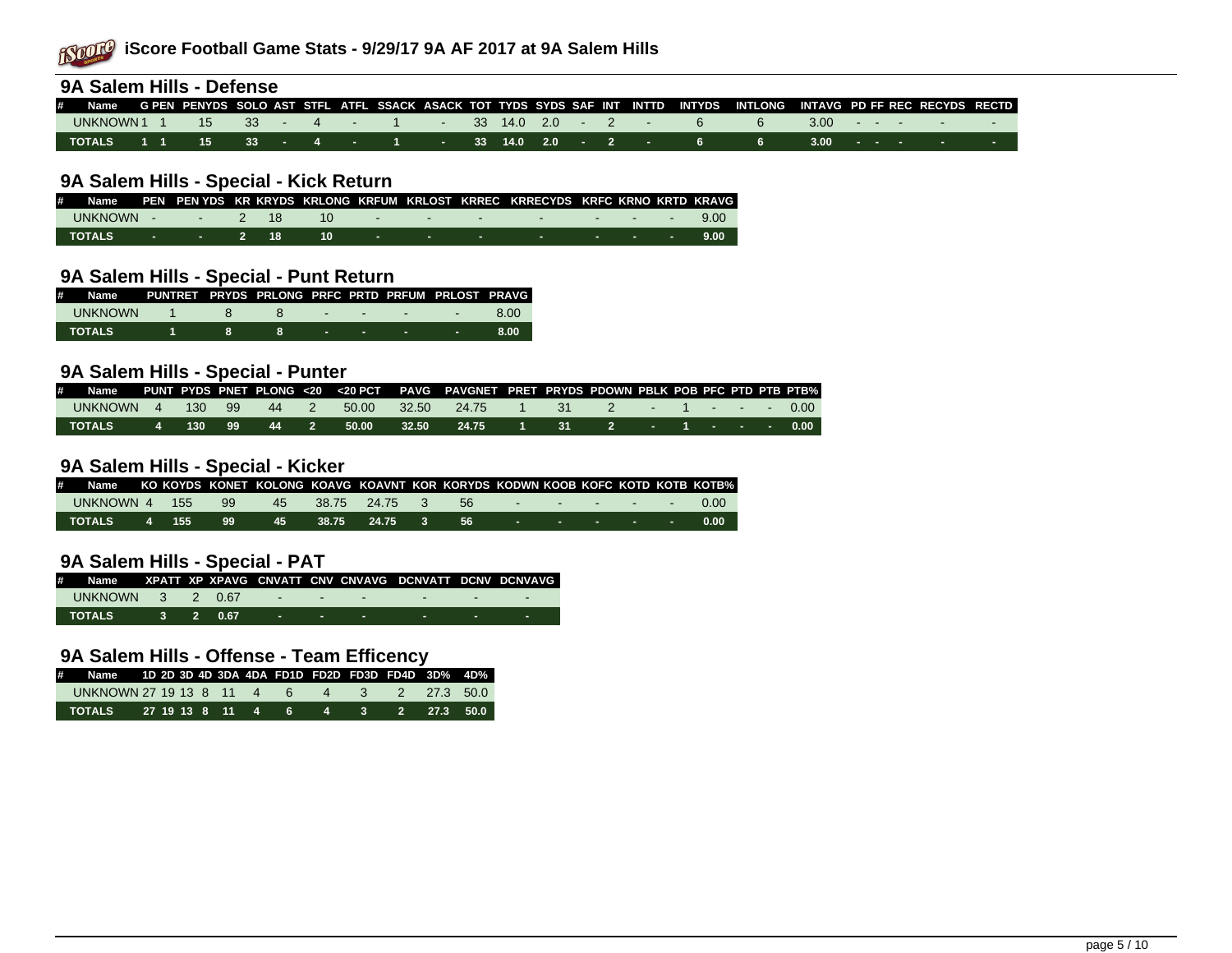# iScore Football Game Stats - 9/29/17 9A AF 2017 at 9A Salem Hills

## 9A Salem Hills - Defense

| # | Name | G | PEN | PENYDS | SOLO | AST | STFL | ATFL | SSACK | ASACK | TOT | TYDS | SYDS | SAF | INT | INTTD | INTYDS | INTLONG | INTAVG | PD | FF | REC | RECYDS | RECTD |
|---|---|---|---|---|---|---|---|---|---|---|---|---|---|---|---|---|---|---|---|---|---|---|---|---|
| | UNKNOWN | 1 | 1 | 15 | 33 | - | 4 | - | 1 | - | 33 | 14.0 | 2.0 | - | 2 | - | 6 | 6 | 3.00 | - | - | - | - | - |
| | **TOTALS** | **1** | **1** | **15** | **33** | **-** | **4** | **-** | **1** | **-** | **33** | **14.0** | **2.0** | **-** | **2** | **-** | **6** | **6** | **3.00** | **-** | **-** | **-** | **-** | **-** |

## 9A Salem Hills - Special - Kick Return

| # | Name | PEN | PEN YDS | KR | KRYDS | KRLONG | KRFUM | KRLOST | KRREC | KRRECYDS | KRFC | KRNO | KRTD | KRAVG |
|---|---|---|---|---|---|---|---|---|---|---|---|---|---|---|
| | UNKNOWN | - | - | 2 | 18 | 10 | - | - | - | - | - | - | - | 9.00 |
| | **TOTALS** | **-** | **-** | **2** | **18** | **10** | **-** | **-** | **-** | **-** | **-** | **-** | **-** | **9.00** |

## 9A Salem Hills - Special - Punt Return

| # | Name | PUNTRET | PRYDS | PRLONG | PRFC | PRTD | PRFUM | PRLOST | PRAVG |
|---|---|---|---|---|---|---|---|---|---|
| | UNKNOWN | 1 | 8 | 8 | - | - | - | - | 8.00 |
| | **TOTALS** | **1** | **8** | **8** | **-** | **-** | **-** | **-** | **8.00** |

## 9A Salem Hills - Special - Punter

| # | Name | PUNT | PYDS | PNET | PLONG | <20 | <20 PCT | PAVG | PAVGNET | PRET | PRYDS | PDOWN | PBLK | POB | PFC | PTD | PTB | PTB% |
|---|---|---|---|---|---|---|---|---|---|---|---|---|---|---|---|---|---|---|
| | UNKNOWN | 4 | 130 | 99 | 44 | 2 | 50.00 | 32.50 | 24.75 | 1 | 31 | 2 | - | 1 | - | - | - | 0.00 |
| | **TOTALS** | **4** | **130** | **99** | **44** | **2** | **50.00** | **32.50** | **24.75** | **1** | **31** | **2** | **-** | **1** | **-** | **-** | **-** | **0.00** |

## 9A Salem Hills - Special - Kicker

| # | Name | KO | KOYDS | KONET | KOLONG | KOAVG | KOAVNT | KOR | KORYDS | KODWN | KOOB | KOFC | KOTD | KOTB | KOTB% |
|---|---|---|---|---|---|---|---|---|---|---|---|---|---|---|---|
| | UNKNOWN | 4 | 155 | 99 | 45 | 38.75 | 24.75 | 3 | 56 | - | - | - | - | - | 0.00 |
| | **TOTALS** | **4** | **155** | **99** | **45** | **38.75** | **24.75** | **3** | **56** | **-** | **-** | **-** | **-** | **-** | **0.00** |

## 9A Salem Hills - Special - PAT

| # | Name | XPATT | XP | XPAVG | CNVATT | CNV | CNVAVG | DCNVATT | DCNV | DCNVAVG |
|---|---|---|---|---|---|---|---|---|---|---|
| | UNKNOWN | 3 | 2 | 0.67 | - | - | - | - | - | - |
| | **TOTALS** | **3** | **2** | **0.67** | **-** | **-** | **-** | **-** | **-** | **-** |

## 9A Salem Hills - Offense - Team Efficency

| # | Name | 1D | 2D | 3D | 4D | 3DA | 4DA | FD1D | FD2D | FD3D | FD4D | 3D% | 4D% |
|---|---|---|---|---|---|---|---|---|---|---|---|---|---|
| | UNKNOWN | 27 | 19 | 13 | 8 | 11 | 4 | 6 | 4 | 3 | 2 | 27.3 | 50.0 |
| | **TOTALS** | **27** | **19** | **13** | **8** | **11** | **4** | **6** | **4** | **3** | **2** | **27.3** | **50.0** |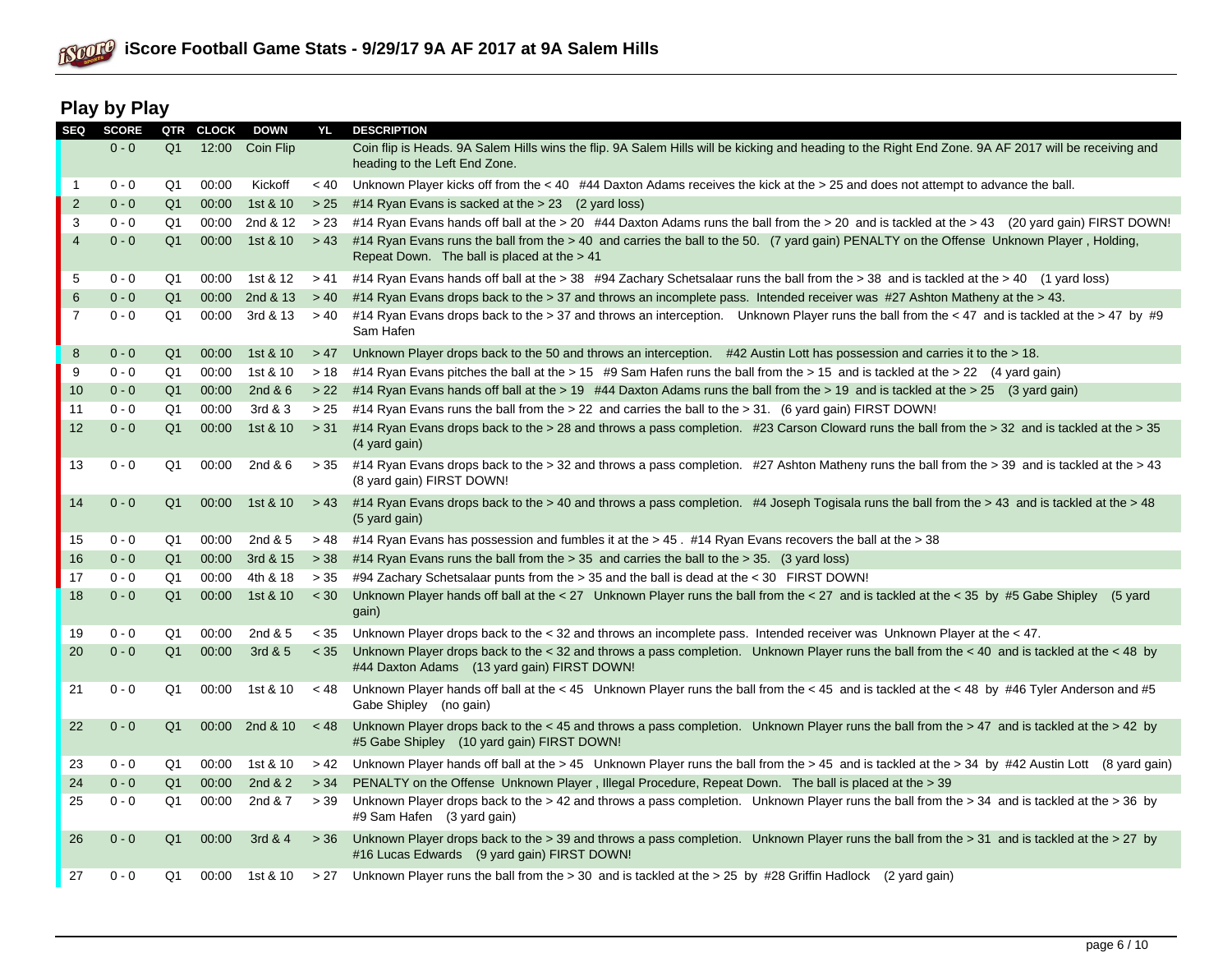## Play by Play

| SEQ | SCORE | QTR | CLOCK | DOWN | YL | DESCRIPTION |
|---|---|---|---|---|---|---|
| | 0 - 0 | Q1 | 12:00 | Coin Flip | | Coin flip is Heads. 9A Salem Hills wins the flip. 9A Salem Hills will be kicking and heading to the Right End Zone. 9A AF 2017 will be receiving and heading to the Left End Zone. |
| 1 | 0 - 0 | Q1 | 00:00 | Kickoff | < 40 | Unknown Player kicks off from the < 40 #44 Daxton Adams receives the kick at the > 25 and does not attempt to advance the ball. |
| 2 | 0 - 0 | Q1 | 00:00 | 1st & 10 | > 25 | #14 Ryan Evans is sacked at the > 23 (2 yard loss) |
| 3 | 0 - 0 | Q1 | 00:00 | 2nd & 12 | > 23 | #14 Ryan Evans hands off ball at the > 20 #44 Daxton Adams runs the ball from the > 20 and is tackled at the > 43 (20 yard gain) FIRST DOWN! |
| 4 | 0 - 0 | Q1 | 00:00 | 1st & 10 | > 43 | #14 Ryan Evans runs the ball from the > 40 and carries the ball to the 50. (7 yard gain) PENALTY on the Offense Unknown Player , Holding, Repeat Down. The ball is placed at the > 41 |
| 5 | 0 - 0 | Q1 | 00:00 | 1st & 12 | > 41 | #14 Ryan Evans hands off ball at the > 38 #94 Zachary Schetsalaar runs the ball from the > 38 and is tackled at the > 40 (1 yard loss) |
| 6 | 0 - 0 | Q1 | 00:00 | 2nd & 13 | > 40 | #14 Ryan Evans drops back to the > 37 and throws an incomplete pass. Intended receiver was #27 Ashton Matheny at the > 43. |
| 7 | 0 - 0 | Q1 | 00:00 | 3rd & 13 | > 40 | #14 Ryan Evans drops back to the > 37 and throws an interception. Unknown Player runs the ball from the < 47 and is tackled at the > 47 by #9 Sam Hafen |
| 8 | 0 - 0 | Q1 | 00:00 | 1st & 10 | > 47 | Unknown Player drops back to the 50 and throws an interception. #42 Austin Lott has possession and carries it to the > 18. |
| 9 | 0 - 0 | Q1 | 00:00 | 1st & 10 | > 18 | #14 Ryan Evans pitches the ball at the > 15 #9 Sam Hafen runs the ball from the > 15 and is tackled at the > 22 (4 yard gain) |
| 10 | 0 - 0 | Q1 | 00:00 | 2nd & 6 | > 22 | #14 Ryan Evans hands off ball at the > 19 #44 Daxton Adams runs the ball from the > 19 and is tackled at the > 25 (3 yard gain) |
| 11 | 0 - 0 | Q1 | 00:00 | 3rd & 3 | > 25 | #14 Ryan Evans runs the ball from the > 22 and carries the ball to the > 31. (6 yard gain) FIRST DOWN! |
| 12 | 0 - 0 | Q1 | 00:00 | 1st & 10 | > 31 | #14 Ryan Evans drops back to the > 28 and throws a pass completion. #23 Carson Cloward runs the ball from the > 32 and is tackled at the > 35 (4 yard gain) |
| 13 | 0 - 0 | Q1 | 00:00 | 2nd & 6 | > 35 | #14 Ryan Evans drops back to the > 32 and throws a pass completion. #27 Ashton Matheny runs the ball from the > 39 and is tackled at the > 43 (8 yard gain) FIRST DOWN! |
| 14 | 0 - 0 | Q1 | 00:00 | 1st & 10 | > 43 | #14 Ryan Evans drops back to the > 40 and throws a pass completion. #4 Joseph Togisala runs the ball from the > 43 and is tackled at the > 48 (5 yard gain) |
| 15 | 0 - 0 | Q1 | 00:00 | 2nd & 5 | > 48 | #14 Ryan Evans has possession and fumbles it at the > 45 . #14 Ryan Evans recovers the ball at the > 38 |
| 16 | 0 - 0 | Q1 | 00:00 | 3rd & 15 | > 38 | #14 Ryan Evans runs the ball from the > 35 and carries the ball to the > 35. (3 yard loss) |
| 17 | 0 - 0 | Q1 | 00:00 | 4th & 18 | > 35 | #94 Zachary Schetsalaar punts from the > 35 and the ball is dead at the < 30 FIRST DOWN! |
| 18 | 0 - 0 | Q1 | 00:00 | 1st & 10 | < 30 | Unknown Player hands off ball at the < 27 Unknown Player runs the ball from the < 27 and is tackled at the < 35 by #5 Gabe Shipley (5 yard gain) |
| 19 | 0 - 0 | Q1 | 00:00 | 2nd & 5 | < 35 | Unknown Player drops back to the < 32 and throws an incomplete pass. Intended receiver was Unknown Player at the < 47. |
| 20 | 0 - 0 | Q1 | 00:00 | 3rd & 5 | < 35 | Unknown Player drops back to the < 32 and throws a pass completion. Unknown Player runs the ball from the < 40 and is tackled at the < 48 by #44 Daxton Adams (13 yard gain) FIRST DOWN! |
| 21 | 0 - 0 | Q1 | 00:00 | 1st & 10 | < 48 | Unknown Player hands off ball at the < 45 Unknown Player runs the ball from the < 45 and is tackled at the < 48 by #46 Tyler Anderson and #5 Gabe Shipley (no gain) |
| 22 | 0 - 0 | Q1 | 00:00 | 2nd & 10 | < 48 | Unknown Player drops back to the < 45 and throws a pass completion. Unknown Player runs the ball from the > 47 and is tackled at the > 42 by #5 Gabe Shipley (10 yard gain) FIRST DOWN! |
| 23 | 0 - 0 | Q1 | 00:00 | 1st & 10 | > 42 | Unknown Player hands off ball at the > 45 Unknown Player runs the ball from the > 45 and is tackled at the > 34 by #42 Austin Lott (8 yard gain) |
| 24 | 0 - 0 | Q1 | 00:00 | 2nd & 2 | > 34 | PENALTY on the Offense Unknown Player , Illegal Procedure, Repeat Down. The ball is placed at the > 39 |
| 25 | 0 - 0 | Q1 | 00:00 | 2nd & 7 | > 39 | Unknown Player drops back to the > 42 and throws a pass completion. Unknown Player runs the ball from the > 34 and is tackled at the > 36 by #9 Sam Hafen (3 yard gain) |
| 26 | 0 - 0 | Q1 | 00:00 | 3rd & 4 | > 36 | Unknown Player drops back to the > 39 and throws a pass completion. Unknown Player runs the ball from the > 31 and is tackled at the > 27 by #16 Lucas Edwards (9 yard gain) FIRST DOWN! |
| 27 | 0 - 0 | Q1 | 00:00 | 1st & 10 | > 27 | Unknown Player runs the ball from the > 30 and is tackled at the > 25 by #28 Griffin Hadlock (2 yard gain) |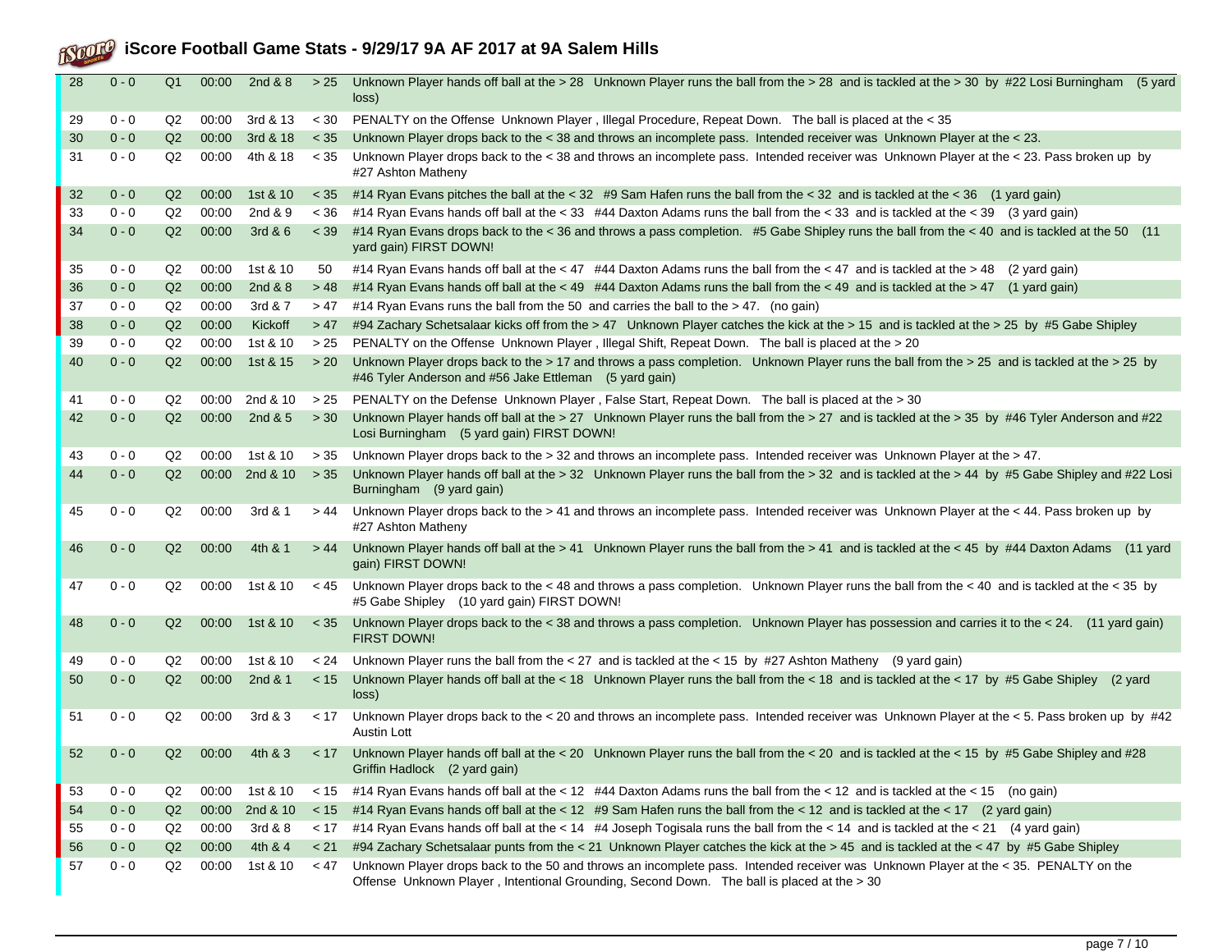# iScore Football Game Stats - 9/29/17 9A AF 2017 at 9A Salem Hills

| # | Score | Qtr | Time | Down | Ball On | Play |
|---|---|---|---|---|---|---|
| 28 | 0 - 0 | Q1 | 00:00 | 2nd & 8 | > 25 | Unknown Player hands off ball at the > 28 Unknown Player runs the ball from the > 28 and is tackled at the > 30 by #22 Losi Burningham (5 yard loss) |
| 29 | 0 - 0 | Q2 | 00:00 | 3rd & 13 | < 30 | PENALTY on the Offense Unknown Player , Illegal Procedure, Repeat Down. The ball is placed at the < 35 |
| 30 | 0 - 0 | Q2 | 00:00 | 3rd & 18 | < 35 | Unknown Player drops back to the < 38 and throws an incomplete pass. Intended receiver was Unknown Player at the < 23. |
| 31 | 0 - 0 | Q2 | 00:00 | 4th & 18 | < 35 | Unknown Player drops back to the < 38 and throws an incomplete pass. Intended receiver was Unknown Player at the < 23. Pass broken up by #27 Ashton Matheny |
| 32 | 0 - 0 | Q2 | 00:00 | 1st & 10 | < 35 | #14 Ryan Evans pitches the ball at the < 32 #9 Sam Hafen runs the ball from the < 32 and is tackled at the < 36 (1 yard gain) |
| 33 | 0 - 0 | Q2 | 00:00 | 2nd & 9 | < 36 | #14 Ryan Evans hands off ball at the < 33 #44 Daxton Adams runs the ball from the < 33 and is tackled at the < 39 (3 yard gain) |
| 34 | 0 - 0 | Q2 | 00:00 | 3rd & 6 | < 39 | #14 Ryan Evans drops back to the < 36 and throws a pass completion. #5 Gabe Shipley runs the ball from the < 40 and is tackled at the 50 (11 yard gain) FIRST DOWN! |
| 35 | 0 - 0 | Q2 | 00:00 | 1st & 10 | 50 | #14 Ryan Evans hands off ball at the < 47 #44 Daxton Adams runs the ball from the < 47 and is tackled at the > 48 (2 yard gain) |
| 36 | 0 - 0 | Q2 | 00:00 | 2nd & 8 | > 48 | #14 Ryan Evans hands off ball at the < 49 #44 Daxton Adams runs the ball from the < 49 and is tackled at the > 47 (1 yard gain) |
| 37 | 0 - 0 | Q2 | 00:00 | 3rd & 7 | > 47 | #14 Ryan Evans runs the ball from the 50 and carries the ball to the > 47. (no gain) |
| 38 | 0 - 0 | Q2 | 00:00 | Kickoff | > 47 | #94 Zachary Schetsalaar kicks off from the > 47 Unknown Player catches the kick at the > 15 and is tackled at the > 25 by #5 Gabe Shipley |
| 39 | 0 - 0 | Q2 | 00:00 | 1st & 10 | > 25 | PENALTY on the Offense Unknown Player , Illegal Shift, Repeat Down. The ball is placed at the > 20 |
| 40 | 0 - 0 | Q2 | 00:00 | 1st & 15 | > 20 | Unknown Player drops back to the > 17 and throws a pass completion. Unknown Player runs the ball from the > 25 and is tackled at the > 25 by #46 Tyler Anderson and #56 Jake Ettleman (5 yard gain) |
| 41 | 0 - 0 | Q2 | 00:00 | 2nd & 10 | > 25 | PENALTY on the Defense Unknown Player , False Start, Repeat Down. The ball is placed at the > 30 |
| 42 | 0 - 0 | Q2 | 00:00 | 2nd & 5 | > 30 | Unknown Player hands off ball at the > 27 Unknown Player runs the ball from the > 27 and is tackled at the > 35 by #46 Tyler Anderson and #22 Losi Burningham (5 yard gain) FIRST DOWN! |
| 43 | 0 - 0 | Q2 | 00:00 | 1st & 10 | > 35 | Unknown Player drops back to the > 32 and throws an incomplete pass. Intended receiver was Unknown Player at the > 47. |
| 44 | 0 - 0 | Q2 | 00:00 | 2nd & 10 | > 35 | Unknown Player hands off ball at the > 32 Unknown Player runs the ball from the > 32 and is tackled at the > 44 by #5 Gabe Shipley and #22 Losi Burningham (9 yard gain) |
| 45 | 0 - 0 | Q2 | 00:00 | 3rd & 1 | > 44 | Unknown Player drops back to the > 41 and throws an incomplete pass. Intended receiver was Unknown Player at the < 44. Pass broken up by #27 Ashton Matheny |
| 46 | 0 - 0 | Q2 | 00:00 | 4th & 1 | > 44 | Unknown Player hands off ball at the > 41 Unknown Player runs the ball from the > 41 and is tackled at the < 45 by #44 Daxton Adams (11 yard gain) FIRST DOWN! |
| 47 | 0 - 0 | Q2 | 00:00 | 1st & 10 | < 45 | Unknown Player drops back to the < 48 and throws a pass completion. Unknown Player runs the ball from the < 40 and is tackled at the < 35 by #5 Gabe Shipley (10 yard gain) FIRST DOWN! |
| 48 | 0 - 0 | Q2 | 00:00 | 1st & 10 | < 35 | Unknown Player drops back to the < 38 and throws a pass completion. Unknown Player has possession and carries it to the < 24. (11 yard gain) FIRST DOWN! |
| 49 | 0 - 0 | Q2 | 00:00 | 1st & 10 | < 24 | Unknown Player runs the ball from the < 27 and is tackled at the < 15 by #27 Ashton Matheny (9 yard gain) |
| 50 | 0 - 0 | Q2 | 00:00 | 2nd & 1 | < 15 | Unknown Player hands off ball at the < 18 Unknown Player runs the ball from the < 18 and is tackled at the < 17 by #5 Gabe Shipley (2 yard loss) |
| 51 | 0 - 0 | Q2 | 00:00 | 3rd & 3 | < 17 | Unknown Player drops back to the < 20 and throws an incomplete pass. Intended receiver was Unknown Player at the < 5. Pass broken up by #42 Austin Lott |
| 52 | 0 - 0 | Q2 | 00:00 | 4th & 3 | < 17 | Unknown Player hands off ball at the < 20 Unknown Player runs the ball from the < 20 and is tackled at the < 15 by #5 Gabe Shipley and #28 Griffin Hadlock (2 yard gain) |
| 53 | 0 - 0 | Q2 | 00:00 | 1st & 10 | < 15 | #14 Ryan Evans hands off ball at the < 12 #44 Daxton Adams runs the ball from the < 12 and is tackled at the < 15 (no gain) |
| 54 | 0 - 0 | Q2 | 00:00 | 2nd & 10 | < 15 | #14 Ryan Evans hands off ball at the < 12 #9 Sam Hafen runs the ball from the < 12 and is tackled at the < 17 (2 yard gain) |
| 55 | 0 - 0 | Q2 | 00:00 | 3rd & 8 | < 17 | #14 Ryan Evans hands off ball at the < 14 #4 Joseph Togisala runs the ball from the < 14 and is tackled at the < 21 (4 yard gain) |
| 56 | 0 - 0 | Q2 | 00:00 | 4th & 4 | < 21 | #94 Zachary Schetsalaar punts from the < 21 Unknown Player catches the kick at the > 45 and is tackled at the < 47 by #5 Gabe Shipley |
| 57 | 0 - 0 | Q2 | 00:00 | 1st & 10 | < 47 | Unknown Player drops back to the 50 and throws an incomplete pass. Intended receiver was Unknown Player at the < 35. PENALTY on the Offense Unknown Player , Intentional Grounding, Second Down. The ball is placed at the > 30 |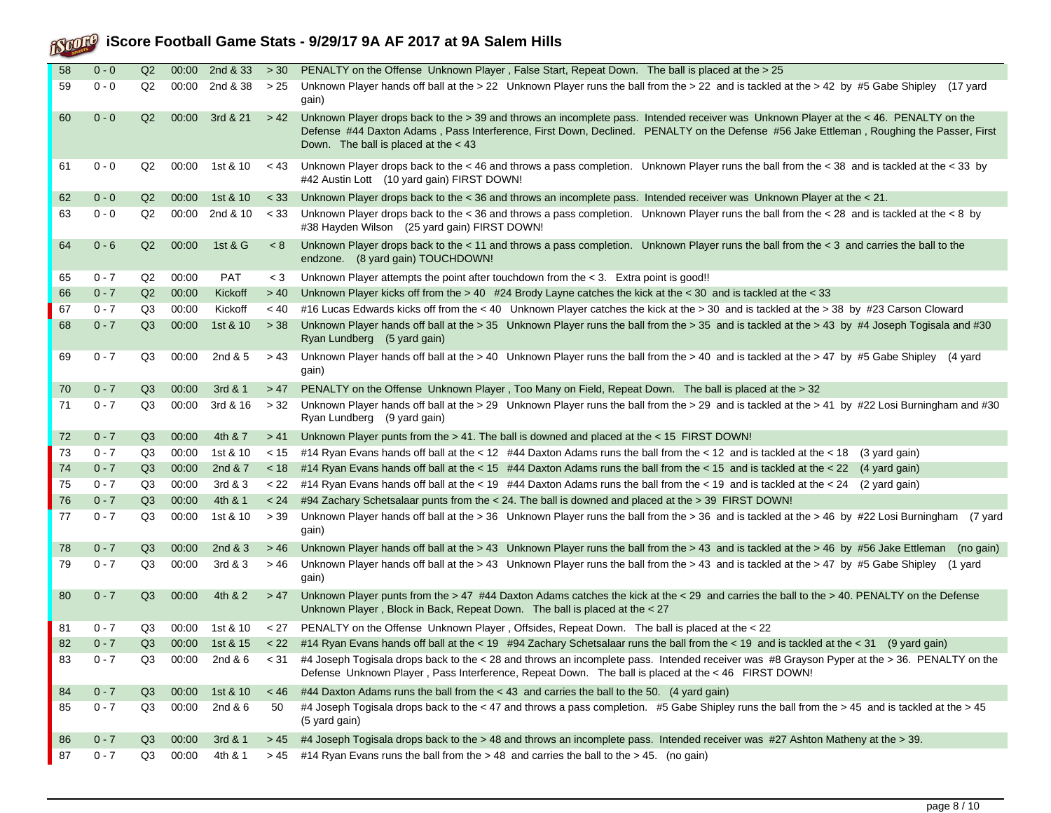# iScore Football Game Stats - 9/29/17 9A AF 2017 at 9A Salem Hills

| # | Score | Qtr | Time | Down | Ball On | Play |
|---|---|---|---|---|---|---|
| 58 | 0 - 0 | Q2 | 00:00 | 2nd & 33 | > 30 | PENALTY on the Offense Unknown Player , False Start, Repeat Down. The ball is placed at the > 25 |
| 59 | 0 - 0 | Q2 | 00:00 | 2nd & 38 | > 25 | Unknown Player hands off ball at the > 22 Unknown Player runs the ball from the > 22 and is tackled at the > 42 by #5 Gabe Shipley (17 yard gain) |
| 60 | 0 - 0 | Q2 | 00:00 | 3rd & 21 | > 42 | Unknown Player drops back to the > 39 and throws an incomplete pass. Intended receiver was Unknown Player at the < 46. PENALTY on the Defense #44 Daxton Adams , Pass Interference, First Down, Declined. PENALTY on the Defense #56 Jake Ettleman , Roughing the Passer, First Down. The ball is placed at the < 43 |
| 61 | 0 - 0 | Q2 | 00:00 | 1st & 10 | < 43 | Unknown Player drops back to the < 46 and throws a pass completion. Unknown Player runs the ball from the < 38 and is tackled at the < 33 by #42 Austin Lott (10 yard gain) FIRST DOWN! |
| 62 | 0 - 0 | Q2 | 00:00 | 1st & 10 | < 33 | Unknown Player drops back to the < 36 and throws an incomplete pass. Intended receiver was Unknown Player at the < 21. |
| 63 | 0 - 0 | Q2 | 00:00 | 2nd & 10 | < 33 | Unknown Player drops back to the < 36 and throws a pass completion. Unknown Player runs the ball from the < 28 and is tackled at the < 8 by #38 Hayden Wilson (25 yard gain) FIRST DOWN! |
| 64 | 0 - 6 | Q2 | 00:00 | 1st & G | < 8 | Unknown Player drops back to the < 11 and throws a pass completion. Unknown Player runs the ball from the < 3 and carries the ball to the endzone. (8 yard gain) TOUCHDOWN! |
| 65 | 0 - 7 | Q2 | 00:00 | PAT | < 3 | Unknown Player attempts the point after touchdown from the < 3. Extra point is good!! |
| 66 | 0 - 7 | Q2 | 00:00 | Kickoff | > 40 | Unknown Player kicks off from the > 40 #24 Brody Layne catches the kick at the < 30 and is tackled at the < 33 |
| 67 | 0 - 7 | Q3 | 00:00 | Kickoff | < 40 | #16 Lucas Edwards kicks off from the < 40 Unknown Player catches the kick at the > 30 and is tackled at the > 38 by #23 Carson Cloward |
| 68 | 0 - 7 | Q3 | 00:00 | 1st & 10 | > 38 | Unknown Player hands off ball at the > 35 Unknown Player runs the ball from the > 35 and is tackled at the > 43 by #4 Joseph Togisala and #30 Ryan Lundberg (5 yard gain) |
| 69 | 0 - 7 | Q3 | 00:00 | 2nd & 5 | > 43 | Unknown Player hands off ball at the > 40 Unknown Player runs the ball from the > 40 and is tackled at the > 47 by #5 Gabe Shipley (4 yard gain) |
| 70 | 0 - 7 | Q3 | 00:00 | 3rd & 1 | > 47 | PENALTY on the Offense Unknown Player , Too Many on Field, Repeat Down. The ball is placed at the > 32 |
| 71 | 0 - 7 | Q3 | 00:00 | 3rd & 16 | > 32 | Unknown Player hands off ball at the > 29 Unknown Player runs the ball from the > 29 and is tackled at the > 41 by #22 Losi Burningham and #30 Ryan Lundberg (9 yard gain) |
| 72 | 0 - 7 | Q3 | 00:00 | 4th & 7 | > 41 | Unknown Player punts from the > 41. The ball is downed and placed at the < 15 FIRST DOWN! |
| 73 | 0 - 7 | Q3 | 00:00 | 1st & 10 | < 15 | #14 Ryan Evans hands off ball at the < 12 #44 Daxton Adams runs the ball from the < 12 and is tackled at the < 18 (3 yard gain) |
| 74 | 0 - 7 | Q3 | 00:00 | 2nd & 7 | < 18 | #14 Ryan Evans hands off ball at the < 15 #44 Daxton Adams runs the ball from the < 15 and is tackled at the < 22 (4 yard gain) |
| 75 | 0 - 7 | Q3 | 00:00 | 3rd & 3 | < 22 | #14 Ryan Evans hands off ball at the < 19 #44 Daxton Adams runs the ball from the < 19 and is tackled at the < 24 (2 yard gain) |
| 76 | 0 - 7 | Q3 | 00:00 | 4th & 1 | < 24 | #94 Zachary Schetsalaar punts from the < 24. The ball is downed and placed at the > 39 FIRST DOWN! |
| 77 | 0 - 7 | Q3 | 00:00 | 1st & 10 | > 39 | Unknown Player hands off ball at the > 36 Unknown Player runs the ball from the > 36 and is tackled at the > 46 by #22 Losi Burningham (7 yard gain) |
| 78 | 0 - 7 | Q3 | 00:00 | 2nd & 3 | > 46 | Unknown Player hands off ball at the > 43 Unknown Player runs the ball from the > 43 and is tackled at the > 46 by #56 Jake Ettleman (no gain) |
| 79 | 0 - 7 | Q3 | 00:00 | 3rd & 3 | > 46 | Unknown Player hands off ball at the > 43 Unknown Player runs the ball from the > 43 and is tackled at the > 47 by #5 Gabe Shipley (1 yard gain) |
| 80 | 0 - 7 | Q3 | 00:00 | 4th & 2 | > 47 | Unknown Player punts from the > 47 #44 Daxton Adams catches the kick at the < 29 and carries the ball to the > 40. PENALTY on the Defense Unknown Player , Block in Back, Repeat Down. The ball is placed at the < 27 |
| 81 | 0 - 7 | Q3 | 00:00 | 1st & 10 | < 27 | PENALTY on the Offense Unknown Player , Offsides, Repeat Down. The ball is placed at the < 22 |
| 82 | 0 - 7 | Q3 | 00:00 | 1st & 15 | < 22 | #14 Ryan Evans hands off ball at the < 19 #94 Zachary Schetsalaar runs the ball from the < 19 and is tackled at the < 31 (9 yard gain) |
| 83 | 0 - 7 | Q3 | 00:00 | 2nd & 6 | < 31 | #4 Joseph Togisala drops back to the < 28 and throws an incomplete pass. Intended receiver was #8 Grayson Pyper at the > 36. PENALTY on the Defense Unknown Player , Pass Interference, Repeat Down. The ball is placed at the < 46 FIRST DOWN! |
| 84 | 0 - 7 | Q3 | 00:00 | 1st & 10 | < 46 | #44 Daxton Adams runs the ball from the < 43 and carries the ball to the 50. (4 yard gain) |
| 85 | 0 - 7 | Q3 | 00:00 | 2nd & 6 | 50 | #4 Joseph Togisala drops back to the < 47 and throws a pass completion. #5 Gabe Shipley runs the ball from the > 45 and is tackled at the > 45 (5 yard gain) |
| 86 | 0 - 7 | Q3 | 00:00 | 3rd & 1 | > 45 | #4 Joseph Togisala drops back to the > 48 and throws an incomplete pass. Intended receiver was #27 Ashton Matheny at the > 39. |
| 87 | 0 - 7 | Q3 | 00:00 | 4th & 1 | > 45 | #14 Ryan Evans runs the ball from the > 48 and carries the ball to the > 45. (no gain) |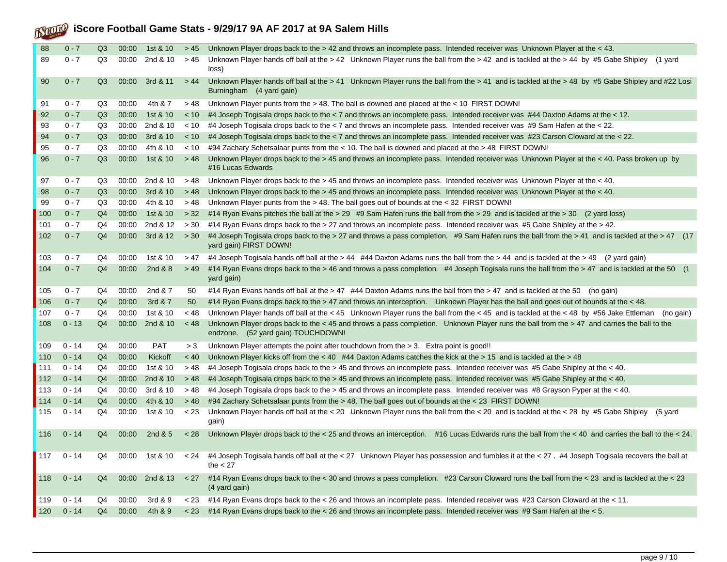# iScore Football Game Stats - 9/29/17 9A AF 2017 at 9A Salem Hills

| | | | | | | |
|---|---|---|---|---|---|---|
| 88 | 0 - 7 | Q3 | 00:00 | 1st & 10 | > 45 | Unknown Player drops back to the > 42 and throws an incomplete pass. Intended receiver was Unknown Player at the < 43. |
| 89 | 0 - 7 | Q3 | 00:00 | 2nd & 10 | > 45 | Unknown Player hands off ball at the > 42 Unknown Player runs the ball from the > 42 and is tackled at the > 44 by #5 Gabe Shipley (1 yard loss) |
| 90 | 0 - 7 | Q3 | 00:00 | 3rd & 11 | > 44 | Unknown Player hands off ball at the > 41 Unknown Player runs the ball from the > 41 and is tackled at the > 48 by #5 Gabe Shipley and #22 Losi Burningham (4 yard gain) |
| 91 | 0 - 7 | Q3 | 00:00 | 4th & 7 | > 48 | Unknown Player punts from the > 48. The ball is downed and placed at the < 10 FIRST DOWN! |
| 92 | 0 - 7 | Q3 | 00:00 | 1st & 10 | < 10 | #4 Joseph Togisala drops back to the < 7 and throws an incomplete pass. Intended receiver was #44 Daxton Adams at the < 12. |
| 93 | 0 - 7 | Q3 | 00:00 | 2nd & 10 | < 10 | #4 Joseph Togisala drops back to the < 7 and throws an incomplete pass. Intended receiver was #9 Sam Hafen at the < 22. |
| 94 | 0 - 7 | Q3 | 00:00 | 3rd & 10 | < 10 | #4 Joseph Togisala drops back to the < 7 and throws an incomplete pass. Intended receiver was #23 Carson Cloward at the < 22. |
| 95 | 0 - 7 | Q3 | 00:00 | 4th & 10 | < 10 | #94 Zachary Schetsalaar punts from the < 10. The ball is downed and placed at the > 48 FIRST DOWN! |
| 96 | 0 - 7 | Q3 | 00:00 | 1st & 10 | > 48 | Unknown Player drops back to the > 45 and throws an incomplete pass. Intended receiver was Unknown Player at the < 40. Pass broken up by #16 Lucas Edwards |
| 97 | 0 - 7 | Q3 | 00:00 | 2nd & 10 | > 48 | Unknown Player drops back to the > 45 and throws an incomplete pass. Intended receiver was Unknown Player at the < 40. |
| 98 | 0 - 7 | Q3 | 00:00 | 3rd & 10 | > 48 | Unknown Player drops back to the > 45 and throws an incomplete pass. Intended receiver was Unknown Player at the < 40. |
| 99 | 0 - 7 | Q3 | 00:00 | 4th & 10 | > 48 | Unknown Player punts from the > 48. The ball goes out of bounds at the < 32 FIRST DOWN! |
| 100 | 0 - 7 | Q4 | 00:00 | 1st & 10 | > 32 | #14 Ryan Evans pitches the ball at the > 29 #9 Sam Hafen runs the ball from the > 29 and is tackled at the > 30 (2 yard loss) |
| 101 | 0 - 7 | Q4 | 00:00 | 2nd & 12 | > 30 | #14 Ryan Evans drops back to the > 27 and throws an incomplete pass. Intended receiver was #5 Gabe Shipley at the > 42. |
| 102 | 0 - 7 | Q4 | 00:00 | 3rd & 12 | > 30 | #4 Joseph Togisala drops back to the > 27 and throws a pass completion. #9 Sam Hafen runs the ball from the > 41 and is tackled at the > 47 (17 yard gain) FIRST DOWN! |
| 103 | 0 - 7 | Q4 | 00:00 | 1st & 10 | > 47 | #4 Joseph Togisala hands off ball at the > 44 #44 Daxton Adams runs the ball from the > 44 and is tackled at the > 49 (2 yard gain) |
| 104 | 0 - 7 | Q4 | 00:00 | 2nd & 8 | > 49 | #14 Ryan Evans drops back to the > 46 and throws a pass completion. #4 Joseph Togisala runs the ball from the > 47 and is tackled at the 50 (1 yard gain) |
| 105 | 0 - 7 | Q4 | 00:00 | 2nd & 7 | 50 | #14 Ryan Evans hands off ball at the > 47 #44 Daxton Adams runs the ball from the > 47 and is tackled at the 50 (no gain) |
| 106 | 0 - 7 | Q4 | 00:00 | 3rd & 7 | 50 | #14 Ryan Evans drops back to the > 47 and throws an interception. Unknown Player has the ball and goes out of bounds at the < 48. |
| 107 | 0 - 7 | Q4 | 00:00 | 1st & 10 | < 48 | Unknown Player hands off ball at the < 45 Unknown Player runs the ball from the < 45 and is tackled at the < 48 by #56 Jake Ettleman (no gain) |
| 108 | 0 - 13 | Q4 | 00:00 | 2nd & 10 | < 48 | Unknown Player drops back to the < 45 and throws a pass completion. Unknown Player runs the ball from the > 47 and carries the ball to the endzone. (52 yard gain) TOUCHDOWN! |
| 109 | 0 - 14 | Q4 | 00:00 | PAT | > 3 | Unknown Player attempts the point after touchdown from the > 3. Extra point is good!! |
| 110 | 0 - 14 | Q4 | 00:00 | Kickoff | < 40 | Unknown Player kicks off from the < 40 #44 Daxton Adams catches the kick at the > 15 and is tackled at the > 48 |
| 111 | 0 - 14 | Q4 | 00:00 | 1st & 10 | > 48 | #4 Joseph Togisala drops back to the > 45 and throws an incomplete pass. Intended receiver was #5 Gabe Shipley at the < 40. |
| 112 | 0 - 14 | Q4 | 00:00 | 2nd & 10 | > 48 | #4 Joseph Togisala drops back to the > 45 and throws an incomplete pass. Intended receiver was #5 Gabe Shipley at the < 40. |
| 113 | 0 - 14 | Q4 | 00:00 | 3rd & 10 | > 48 | #4 Joseph Togisala drops back to the > 45 and throws an incomplete pass. Intended receiver was #8 Grayson Pyper at the < 40. |
| 114 | 0 - 14 | Q4 | 00:00 | 4th & 10 | > 48 | #94 Zachary Schetsalaar punts from the > 48. The ball goes out of bounds at the < 23 FIRST DOWN! |
| 115 | 0 - 14 | Q4 | 00:00 | 1st & 10 | < 23 | Unknown Player hands off ball at the < 20 Unknown Player runs the ball from the < 20 and is tackled at the < 28 by #5 Gabe Shipley (5 yard gain) |
| 116 | 0 - 14 | Q4 | 00:00 | 2nd & 5 | < 28 | Unknown Player drops back to the < 25 and throws an interception. #16 Lucas Edwards runs the ball from the < 40 and carries the ball to the < 24. |
| 117 | 0 - 14 | Q4 | 00:00 | 1st & 10 | < 24 | #4 Joseph Togisala hands off ball at the < 27 Unknown Player has possession and fumbles it at the < 27 . #4 Joseph Togisala recovers the ball at the < 27 |
| 118 | 0 - 14 | Q4 | 00:00 | 2nd & 13 | < 27 | #14 Ryan Evans drops back to the < 30 and throws a pass completion. #23 Carson Cloward runs the ball from the < 23 and is tackled at the < 23 (4 yard gain) |
| 119 | 0 - 14 | Q4 | 00:00 | 3rd & 9 | < 23 | #14 Ryan Evans drops back to the < 26 and throws an incomplete pass. Intended receiver was #23 Carson Cloward at the < 11. |
| 120 | 0 - 14 | Q4 | 00:00 | 4th & 9 | < 23 | #14 Ryan Evans drops back to the < 26 and throws an incomplete pass. Intended receiver was #9 Sam Hafen at the < 5. |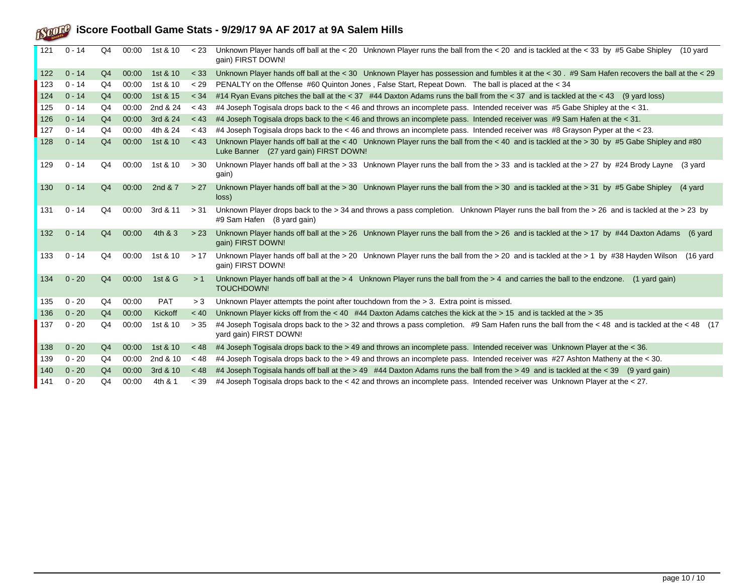# iScore Football Game Stats - 9/29/17 9A AF 2017 at 9A Salem Hills

| | | | | | | |
|---|---|---|---|---|---|---|
| 121 | 0 - 14 | Q4 | 00:00 | 1st & 10 | < 23 | Unknown Player hands off ball at the < 20 Unknown Player runs the ball from the < 20 and is tackled at the < 33 by #5 Gabe Shipley (10 yard gain) FIRST DOWN! |
| 122 | 0 - 14 | Q4 | 00:00 | 1st & 10 | < 33 | Unknown Player hands off ball at the < 30 Unknown Player has possession and fumbles it at the < 30 . #9 Sam Hafen recovers the ball at the < 29 |
| 123 | 0 - 14 | Q4 | 00:00 | 1st & 10 | < 29 | PENALTY on the Offense #60 Quinton Jones , False Start, Repeat Down. The ball is placed at the < 34 |
| 124 | 0 - 14 | Q4 | 00:00 | 1st & 15 | < 34 | #14 Ryan Evans pitches the ball at the < 37 #44 Daxton Adams runs the ball from the < 37 and is tackled at the < 43 (9 yard loss) |
| 125 | 0 - 14 | Q4 | 00:00 | 2nd & 24 | < 43 | #4 Joseph Togisala drops back to the < 46 and throws an incomplete pass. Intended receiver was #5 Gabe Shipley at the < 31. |
| 126 | 0 - 14 | Q4 | 00:00 | 3rd & 24 | < 43 | #4 Joseph Togisala drops back to the < 46 and throws an incomplete pass. Intended receiver was #9 Sam Hafen at the < 31. |
| 127 | 0 - 14 | Q4 | 00:00 | 4th & 24 | < 43 | #4 Joseph Togisala drops back to the < 46 and throws an incomplete pass. Intended receiver was #8 Grayson Pyper at the < 23. |
| 128 | 0 - 14 | Q4 | 00:00 | 1st & 10 | < 43 | Unknown Player hands off ball at the < 40 Unknown Player runs the ball from the < 40 and is tackled at the > 30 by #5 Gabe Shipley and #80 Luke Banner (27 yard gain) FIRST DOWN! |
| 129 | 0 - 14 | Q4 | 00:00 | 1st & 10 | > 30 | Unknown Player hands off ball at the > 33 Unknown Player runs the ball from the > 33 and is tackled at the > 27 by #24 Brody Layne (3 yard gain) |
| 130 | 0 - 14 | Q4 | 00:00 | 2nd & 7 | > 27 | Unknown Player hands off ball at the > 30 Unknown Player runs the ball from the > 30 and is tackled at the > 31 by #5 Gabe Shipley (4 yard loss) |
| 131 | 0 - 14 | Q4 | 00:00 | 3rd & 11 | > 31 | Unknown Player drops back to the > 34 and throws a pass completion. Unknown Player runs the ball from the > 26 and is tackled at the > 23 by #9 Sam Hafen (8 yard gain) |
| 132 | 0 - 14 | Q4 | 00:00 | 4th & 3 | > 23 | Unknown Player hands off ball at the > 26 Unknown Player runs the ball from the > 26 and is tackled at the > 17 by #44 Daxton Adams (6 yard gain) FIRST DOWN! |
| 133 | 0 - 14 | Q4 | 00:00 | 1st & 10 | > 17 | Unknown Player hands off ball at the > 20 Unknown Player runs the ball from the > 20 and is tackled at the > 1 by #38 Hayden Wilson (16 yard gain) FIRST DOWN! |
| 134 | 0 - 20 | Q4 | 00:00 | 1st & G | > 1 | Unknown Player hands off ball at the > 4 Unknown Player runs the ball from the > 4 and carries the ball to the endzone. (1 yard gain) TOUCHDOWN! |
| 135 | 0 - 20 | Q4 | 00:00 | PAT | > 3 | Unknown Player attempts the point after touchdown from the > 3. Extra point is missed. |
| 136 | 0 - 20 | Q4 | 00:00 | Kickoff | < 40 | Unknown Player kicks off from the < 40 #44 Daxton Adams catches the kick at the > 15 and is tackled at the > 35 |
| 137 | 0 - 20 | Q4 | 00:00 | 1st & 10 | > 35 | #4 Joseph Togisala drops back to the > 32 and throws a pass completion. #9 Sam Hafen runs the ball from the < 48 and is tackled at the < 48 (17 yard gain) FIRST DOWN! |
| 138 | 0 - 20 | Q4 | 00:00 | 1st & 10 | < 48 | #4 Joseph Togisala drops back to the > 49 and throws an incomplete pass. Intended receiver was Unknown Player at the < 36. |
| 139 | 0 - 20 | Q4 | 00:00 | 2nd & 10 | < 48 | #4 Joseph Togisala drops back to the > 49 and throws an incomplete pass. Intended receiver was #27 Ashton Matheny at the < 30. |
| 140 | 0 - 20 | Q4 | 00:00 | 3rd & 10 | < 48 | #4 Joseph Togisala hands off ball at the > 49 #44 Daxton Adams runs the ball from the > 49 and is tackled at the < 39 (9 yard gain) |
| 141 | 0 - 20 | Q4 | 00:00 | 4th & 1 | < 39 | #4 Joseph Togisala drops back to the < 42 and throws an incomplete pass. Intended receiver was Unknown Player at the < 27. |